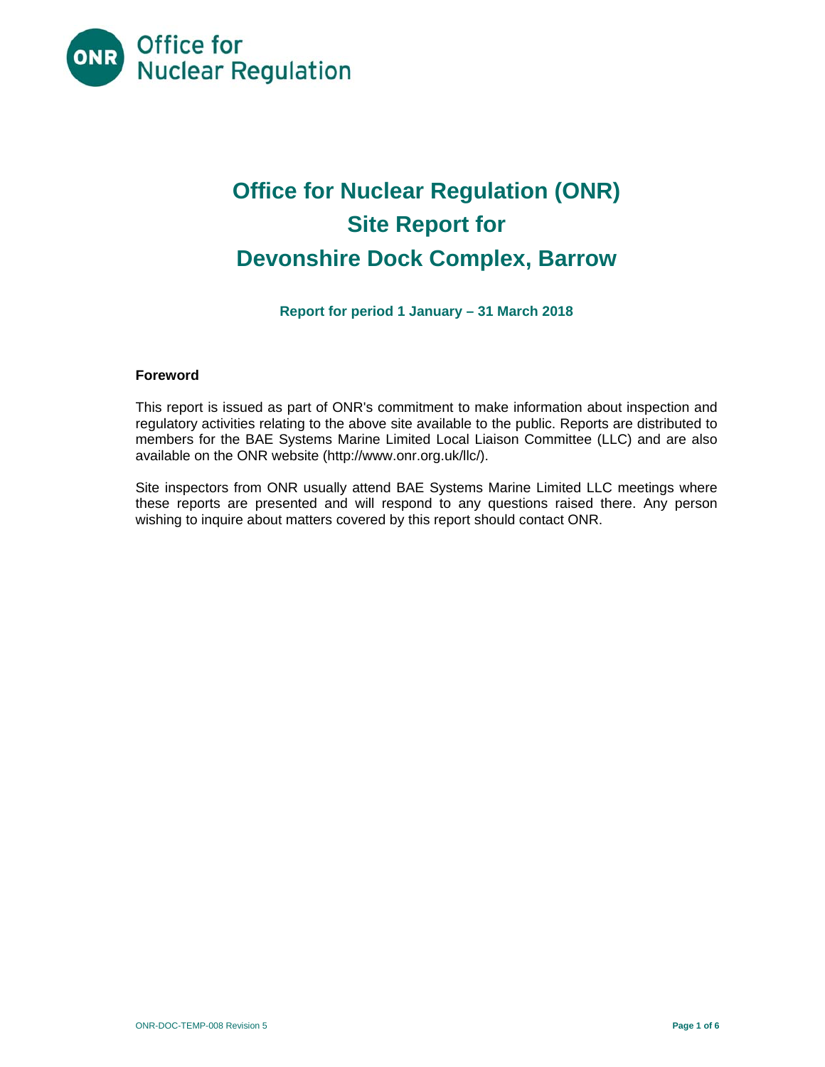Office for Nuclear Regulation

# Office for Nuclear Regulation (ONR) Site Report for Devonshire Dock Complex, Barrow

**Report for period 1 January – 31 March 2018**

## Foreword

This report is issued as part of ONR's commitment to make information about inspection and regulatory activities relating to the above site available to the public. Reports are distributed to members for the BAE Systems Marine Limited Local Liaison Committee (LLC) and are also available on the ONR website (http://www.onr.org.uk/llc/).

Site inspectors from ONR usually attend BAE Systems Marine Limited LLC meetings where these reports are presented and will respond to any questions raised there. Any person wishing to inquire about matters covered by this report should contact ONR.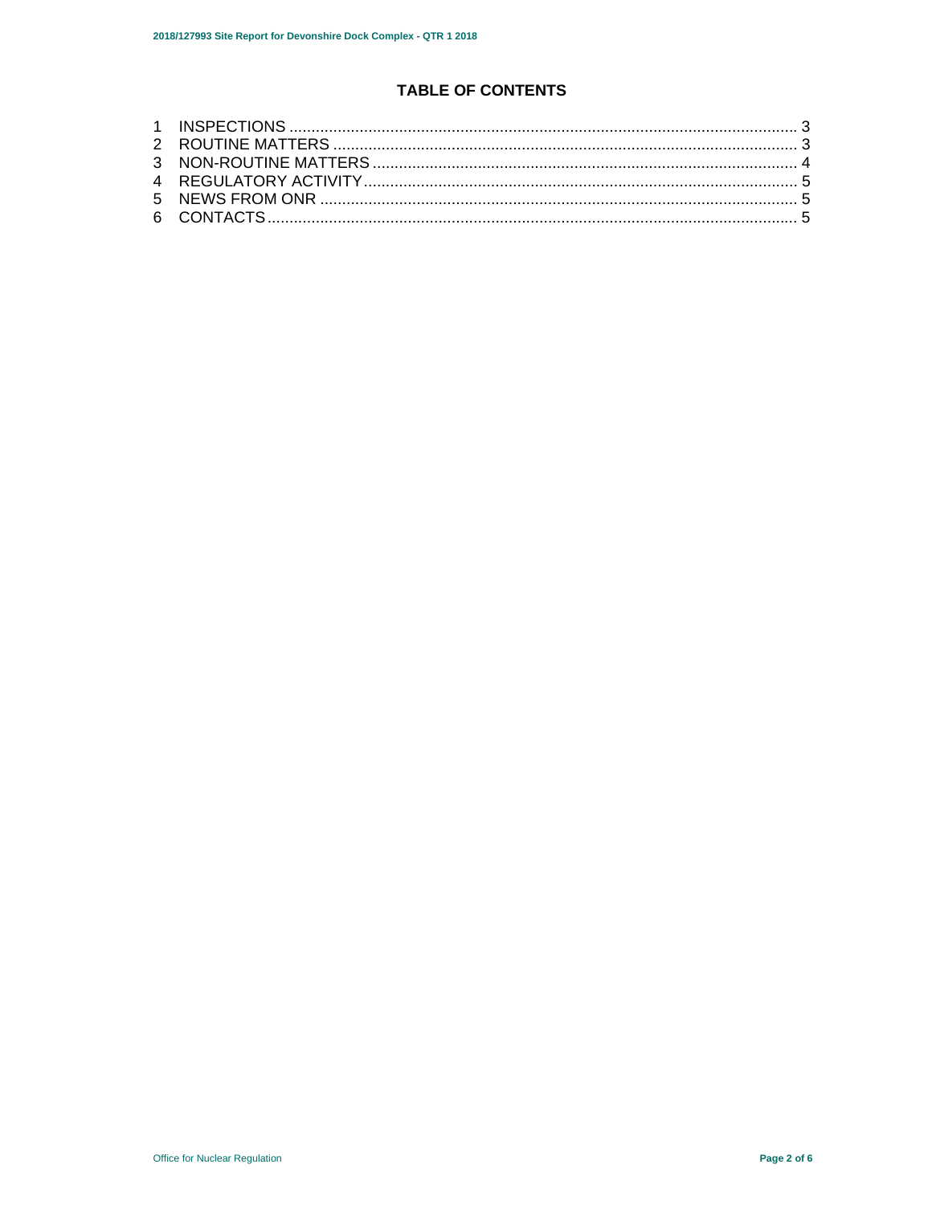# TABLE OF CONTENTS

1 INSPECTIONS .......... 3
2 ROUTINE MATTERS .......... 3
3 NON-ROUTINE MATTERS .......... 4
4 REGULATORY ACTIVITY .......... 5
5 NEWS FROM ONR .......... 5
6 CONTACTS .......... 5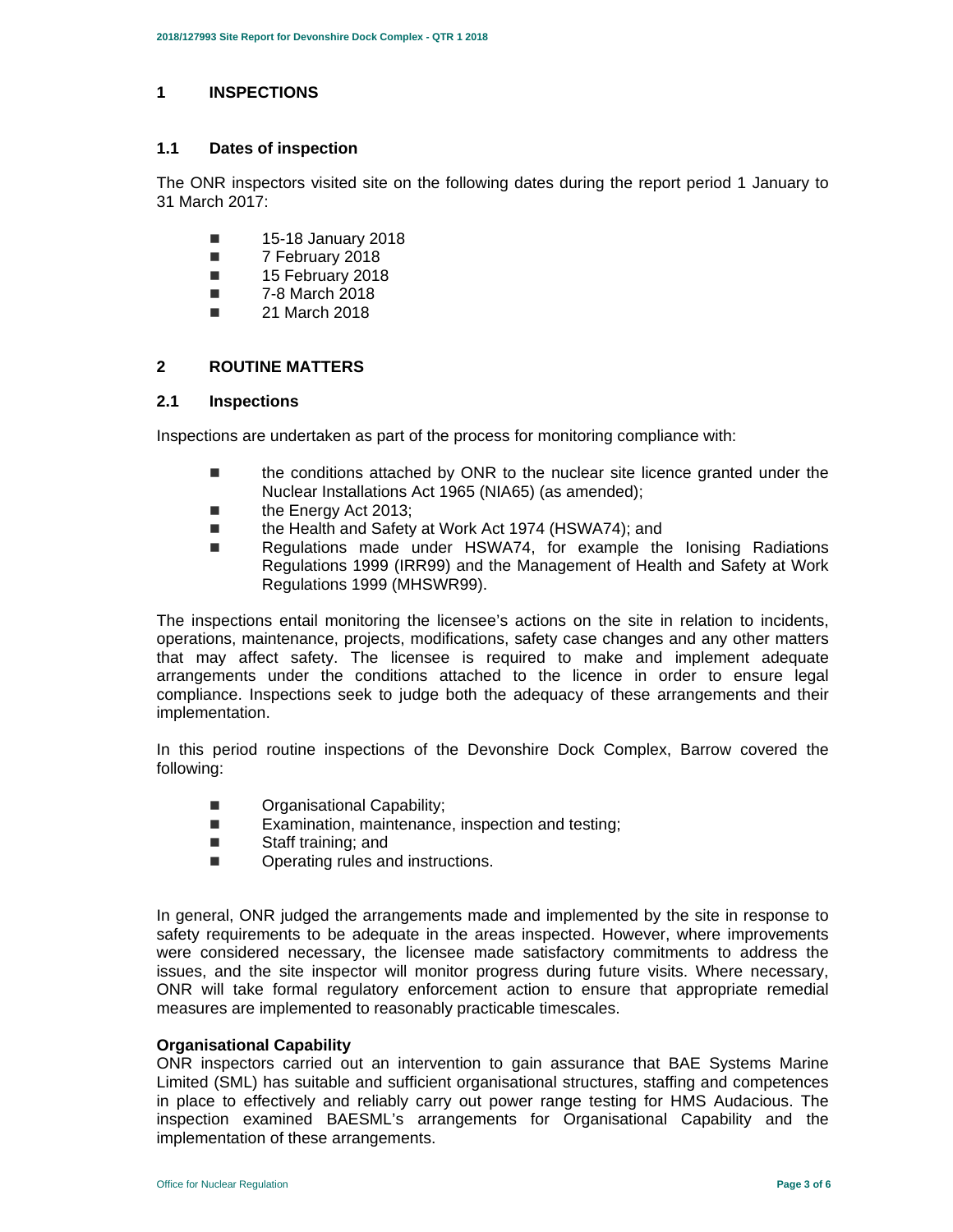# 1 INSPECTIONS

## 1.1 Dates of inspection

The ONR inspectors visited site on the following dates during the report period 1 January to 31 March 2017:

- 15-18 January 2018
- 7 February 2018
- 15 February 2018
- 7-8 March 2018
- 21 March 2018

# 2 ROUTINE MATTERS

## 2.1 Inspections

Inspections are undertaken as part of the process for monitoring compliance with:

- the conditions attached by ONR to the nuclear site licence granted under the Nuclear Installations Act 1965 (NIA65) (as amended);
- the Energy Act 2013;
- the Health and Safety at Work Act 1974 (HSWA74); and
- Regulations made under HSWA74, for example the Ionising Radiations Regulations 1999 (IRR99) and the Management of Health and Safety at Work Regulations 1999 (MHSWR99).

The inspections entail monitoring the licensee's actions on the site in relation to incidents, operations, maintenance, projects, modifications, safety case changes and any other matters that may affect safety. The licensee is required to make and implement adequate arrangements under the conditions attached to the licence in order to ensure legal compliance. Inspections seek to judge both the adequacy of these arrangements and their implementation.

In this period routine inspections of the Devonshire Dock Complex, Barrow covered the following:

- Organisational Capability;
- Examination, maintenance, inspection and testing;
- Staff training; and
- Operating rules and instructions.

In general, ONR judged the arrangements made and implemented by the site in response to safety requirements to be adequate in the areas inspected. However, where improvements were considered necessary, the licensee made satisfactory commitments to address the issues, and the site inspector will monitor progress during future visits. Where necessary, ONR will take formal regulatory enforcement action to ensure that appropriate remedial measures are implemented to reasonably practicable timescales.

**Organisational Capability**

ONR inspectors carried out an intervention to gain assurance that BAE Systems Marine Limited (SML) has suitable and sufficient organisational structures, staffing and competences in place to effectively and reliably carry out power range testing for HMS Audacious. The inspection examined BAESML's arrangements for Organisational Capability and the implementation of these arrangements.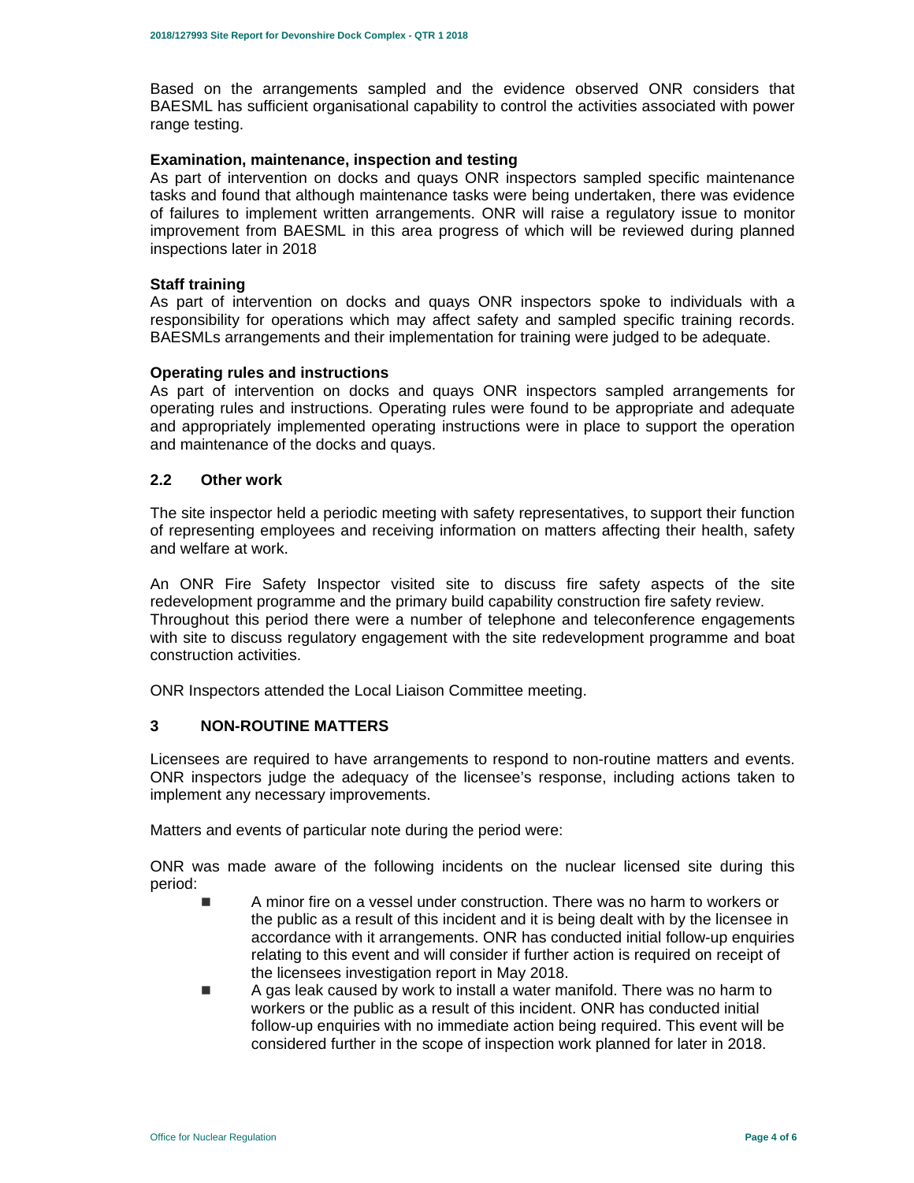Based on the arrangements sampled and the evidence observed ONR considers that BAESML has sufficient organisational capability to control the activities associated with power range testing.

**Examination, maintenance, inspection and testing**

As part of intervention on docks and quays ONR inspectors sampled specific maintenance tasks and found that although maintenance tasks were being undertaken, there was evidence of failures to implement written arrangements. ONR will raise a regulatory issue to monitor improvement from BAESML in this area progress of which will be reviewed during planned inspections later in 2018

**Staff training**

As part of intervention on docks and quays ONR inspectors spoke to individuals with a responsibility for operations which may affect safety and sampled specific training records. BAESMLs arrangements and their implementation for training were judged to be adequate.

**Operating rules and instructions**

As part of intervention on docks and quays ONR inspectors sampled arrangements for operating rules and instructions. Operating rules were found to be appropriate and adequate and appropriately implemented operating instructions were in place to support the operation and maintenance of the docks and quays.

## 2.2 Other work

The site inspector held a periodic meeting with safety representatives, to support their function of representing employees and receiving information on matters affecting their health, safety and welfare at work.

An ONR Fire Safety Inspector visited site to discuss fire safety aspects of the site redevelopment programme and the primary build capability construction fire safety review.
Throughout this period there were a number of telephone and teleconference engagements with site to discuss regulatory engagement with the site redevelopment programme and boat construction activities.

ONR Inspectors attended the Local Liaison Committee meeting.

# 3 NON-ROUTINE MATTERS

Licensees are required to have arrangements to respond to non-routine matters and events. ONR inspectors judge the adequacy of the licensee's response, including actions taken to implement any necessary improvements.

Matters and events of particular note during the period were:

ONR was made aware of the following incidents on the nuclear licensed site during this period:

- A minor fire on a vessel under construction. There was no harm to workers or the public as a result of this incident and it is being dealt with by the licensee in accordance with it arrangements. ONR has conducted initial follow-up enquiries relating to this event and will consider if further action is required on receipt of the licensees investigation report in May 2018.
- A gas leak caused by work to install a water manifold. There was no harm to workers or the public as a result of this incident. ONR has conducted initial follow-up enquiries with no immediate action being required. This event will be considered further in the scope of inspection work planned for later in 2018.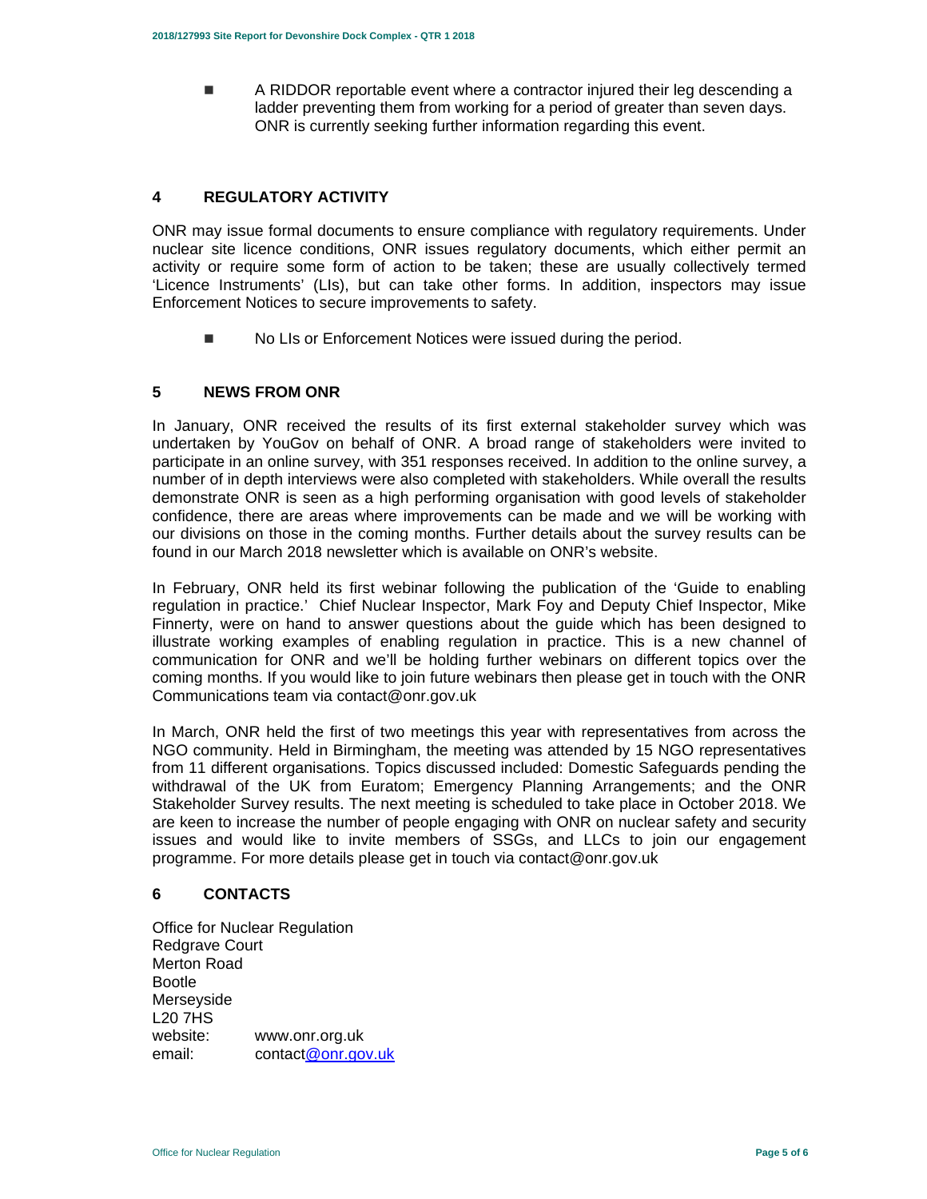- A RIDDOR reportable event where a contractor injured their leg descending a ladder preventing them from working for a period of greater than seven days. ONR is currently seeking further information regarding this event.

## 4 REGULATORY ACTIVITY

ONR may issue formal documents to ensure compliance with regulatory requirements. Under nuclear site licence conditions, ONR issues regulatory documents, which either permit an activity or require some form of action to be taken; these are usually collectively termed 'Licence Instruments' (LIs), but can take other forms. In addition, inspectors may issue Enforcement Notices to secure improvements to safety.

- No LIs or Enforcement Notices were issued during the period.

## 5 NEWS FROM ONR

In January, ONR received the results of its first external stakeholder survey which was undertaken by YouGov on behalf of ONR. A broad range of stakeholders were invited to participate in an online survey, with 351 responses received. In addition to the online survey, a number of in depth interviews were also completed with stakeholders. While overall the results demonstrate ONR is seen as a high performing organisation with good levels of stakeholder confidence, there are areas where improvements can be made and we will be working with our divisions on those in the coming months. Further details about the survey results can be found in our March 2018 newsletter which is available on ONR's website.

In February, ONR held its first webinar following the publication of the 'Guide to enabling regulation in practice.' Chief Nuclear Inspector, Mark Foy and Deputy Chief Inspector, Mike Finnerty, were on hand to answer questions about the guide which has been designed to illustrate working examples of enabling regulation in practice. This is a new channel of communication for ONR and we'll be holding further webinars on different topics over the coming months. If you would like to join future webinars then please get in touch with the ONR Communications team via contact@onr.gov.uk

In March, ONR held the first of two meetings this year with representatives from across the NGO community. Held in Birmingham, the meeting was attended by 15 NGO representatives from 11 different organisations. Topics discussed included: Domestic Safeguards pending the withdrawal of the UK from Euratom; Emergency Planning Arrangements; and the ONR Stakeholder Survey results. The next meeting is scheduled to take place in October 2018. We are keen to increase the number of people engaging with ONR on nuclear safety and security issues and would like to invite members of SSGs, and LLCs to join our engagement programme. For more details please get in touch via contact@onr.gov.uk

## 6 CONTACTS

Office for Nuclear Regulation
Redgrave Court
Merton Road
Bootle
Merseyside
L20 7HS
website: www.onr.org.uk
email: contact@onr.gov.uk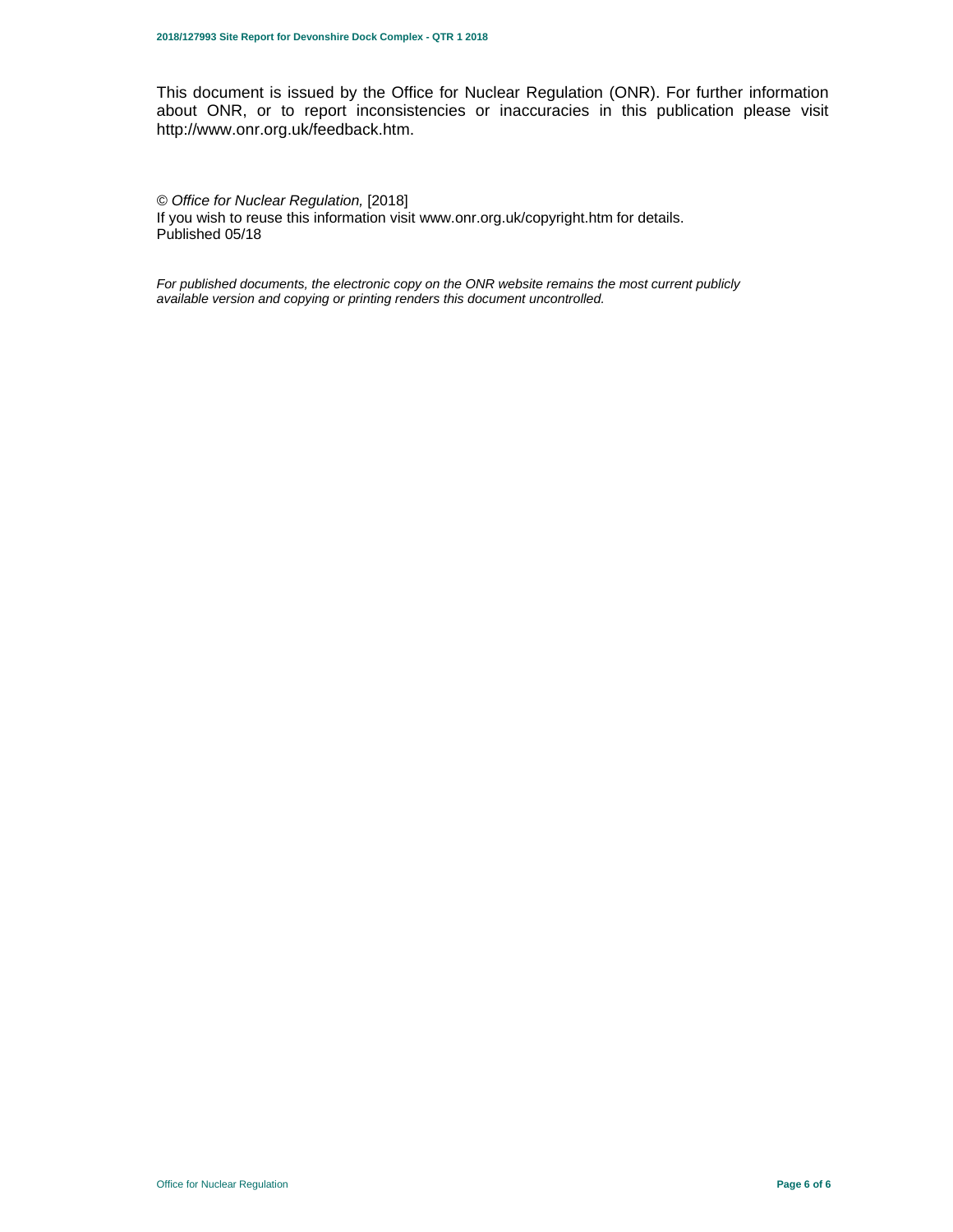This document is issued by the Office for Nuclear Regulation (ONR). For further information about ONR, or to report inconsistencies or inaccuracies in this publication please visit http://www.onr.org.uk/feedback.htm.

© *Office for Nuclear Regulation,* [2018]
If you wish to reuse this information visit www.onr.org.uk/copyright.htm for details.
Published 05/18

*For published documents, the electronic copy on the ONR website remains the most current publicly available version and copying or printing renders this document uncontrolled.*